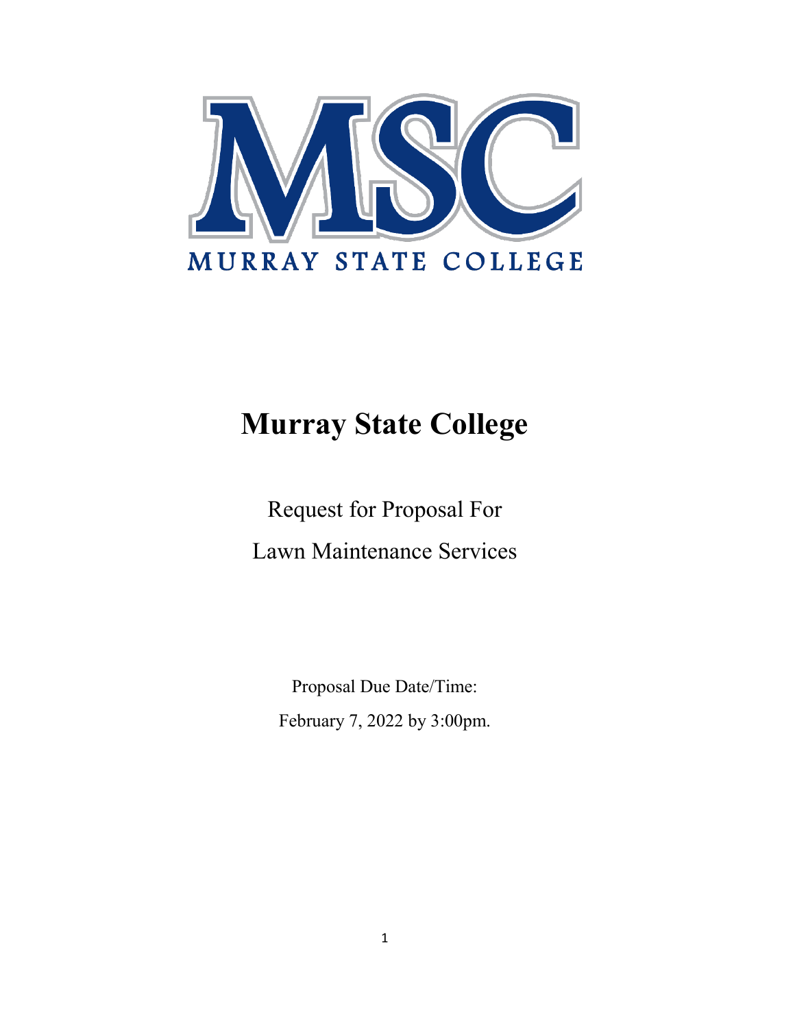MSC

MURRAY STATE COLLEGE

# Murray State College

Request for Proposal For

Lawn Maintenance Services

Proposal Due Date/Time:

February 7, 2022 by 3:00pm.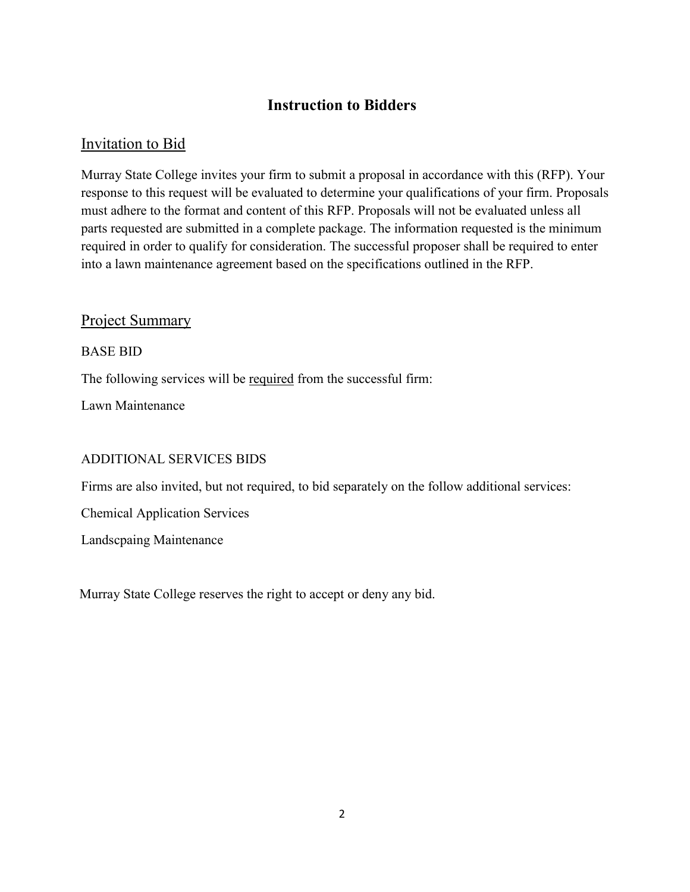# Instruction to Bidders

## Invitation to Bid

Murray State College invites your firm to submit a proposal in accordance with this (RFP). Your response to this request will be evaluated to determine your qualifications of your firm. Proposals must adhere to the format and content of this RFP. Proposals will not be evaluated unless all parts requested are submitted in a complete package. The information requested is the minimum required in order to qualify for consideration. The successful proposer shall be required to enter into a lawn maintenance agreement based on the specifications outlined in the RFP.

## Project Summary

BASE BID

The following services will be required from the successful firm:

Lawn Maintenance

ADDITIONAL SERVICES BIDS

Firms are also invited, but not required, to bid separately on the follow additional services:

Chemical Application Services

Landscpaing Maintenance

Murray State College reserves the right to accept or deny any bid.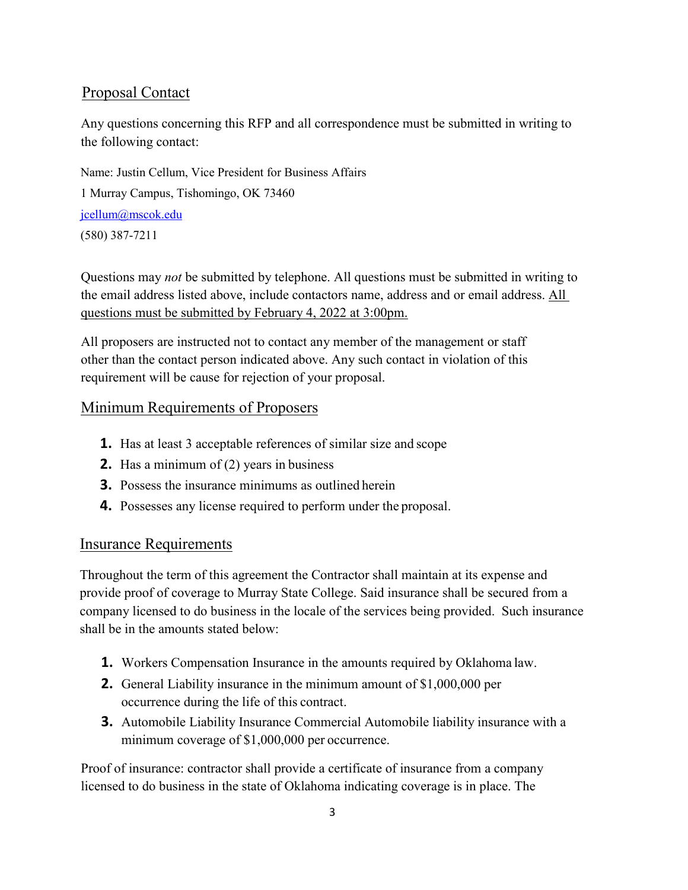## Proposal Contact

Any questions concerning this RFP and all correspondence must be submitted in writing to the following contact:

Name: Justin Cellum, Vice President for Business Affairs

1 Murray Campus, Tishomingo, OK 73460

jcellum@mscok.edu

(580) 387-7211

Questions may *not* be submitted by telephone. All questions must be submitted in writing to the email address listed above, include contactors name, address and or email address. All questions must be submitted by February 4, 2022 at 3:00pm.

All proposers are instructed not to contact any member of the management or staff other than the contact person indicated above. Any such contact in violation of this requirement will be cause for rejection of your proposal.

## Minimum Requirements of Proposers

1. Has at least 3 acceptable references of similar size and scope
2. Has a minimum of (2) years in business
3. Possess the insurance minimums as outlined herein
4. Possesses any license required to perform under the proposal.

## Insurance Requirements

Throughout the term of this agreement the Contractor shall maintain at its expense and provide proof of coverage to Murray State College. Said insurance shall be secured from a company licensed to do business in the locale of the services being provided. Such insurance shall be in the amounts stated below:

1. Workers Compensation Insurance in the amounts required by Oklahoma law.
2. General Liability insurance in the minimum amount of $1,000,000 per occurrence during the life of this contract.
3. Automobile Liability Insurance Commercial Automobile liability insurance with a minimum coverage of $1,000,000 per occurrence.

Proof of insurance: contractor shall provide a certificate of insurance from a company licensed to do business in the state of Oklahoma indicating coverage is in place. The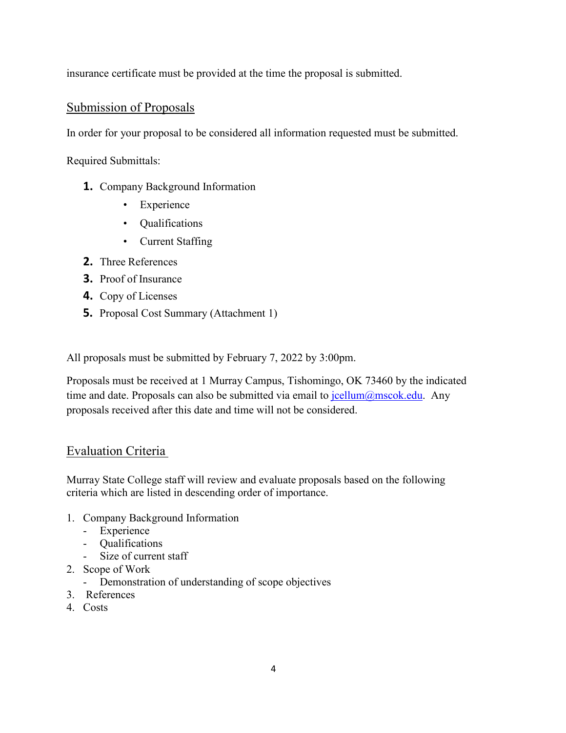insurance certificate must be provided at the time the proposal is submitted.

## Submission of Proposals

In order for your proposal to be considered all information requested must be submitted.

Required Submittals:

1. Company Background Information
    - Experience
    - Qualifications
    - Current Staffing
2. Three References
3. Proof of Insurance
4. Copy of Licenses
5. Proposal Cost Summary (Attachment 1)

All proposals must be submitted by February 7, 2022 by 3:00pm.

Proposals must be received at 1 Murray Campus, Tishomingo, OK 73460 by the indicated time and date. Proposals can also be submitted via email to jcellum@mscok.edu. Any proposals received after this date and time will not be considered.

## Evaluation Criteria

Murray State College staff will review and evaluate proposals based on the following criteria which are listed in descending order of importance.

1. Company Background Information
    - Experience
    - Qualifications
    - Size of current staff
2. Scope of Work
    - Demonstration of understanding of scope objectives
3. References
4. Costs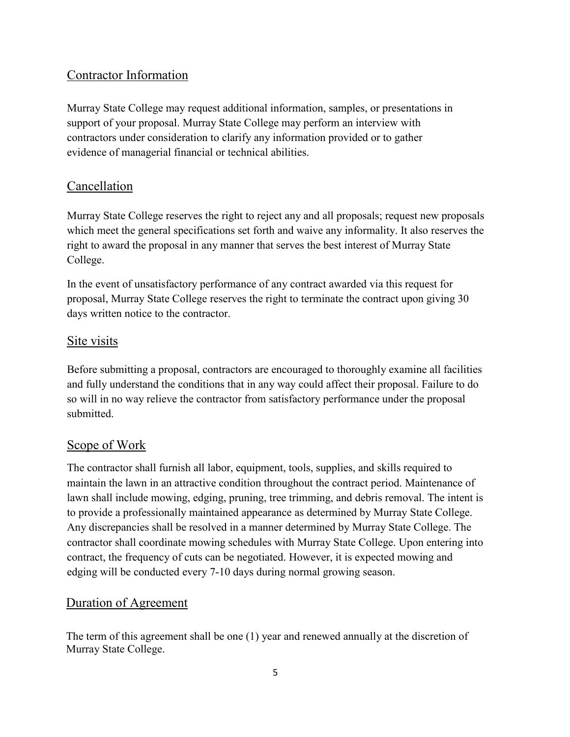## Contractor Information

Murray State College may request additional information, samples, or presentations in support of your proposal. Murray State College may perform an interview with contractors under consideration to clarify any information provided or to gather evidence of managerial financial or technical abilities.

## Cancellation

Murray State College reserves the right to reject any and all proposals; request new proposals which meet the general specifications set forth and waive any informality. It also reserves the right to award the proposal in any manner that serves the best interest of Murray State College.

In the event of unsatisfactory performance of any contract awarded via this request for proposal, Murray State College reserves the right to terminate the contract upon giving 30 days written notice to the contractor.

## Site visits

Before submitting a proposal, contractors are encouraged to thoroughly examine all facilities and fully understand the conditions that in any way could affect their proposal. Failure to do so will in no way relieve the contractor from satisfactory performance under the proposal submitted.

## Scope of Work

The contractor shall furnish all labor, equipment, tools, supplies, and skills required to maintain the lawn in an attractive condition throughout the contract period. Maintenance of lawn shall include mowing, edging, pruning, tree trimming, and debris removal. The intent is to provide a professionally maintained appearance as determined by Murray State College. Any discrepancies shall be resolved in a manner determined by Murray State College. The contractor shall coordinate mowing schedules with Murray State College. Upon entering into contract, the frequency of cuts can be negotiated. However, it is expected mowing and edging will be conducted every 7-10 days during normal growing season.

## Duration of Agreement

The term of this agreement shall be one (1) year and renewed annually at the discretion of Murray State College.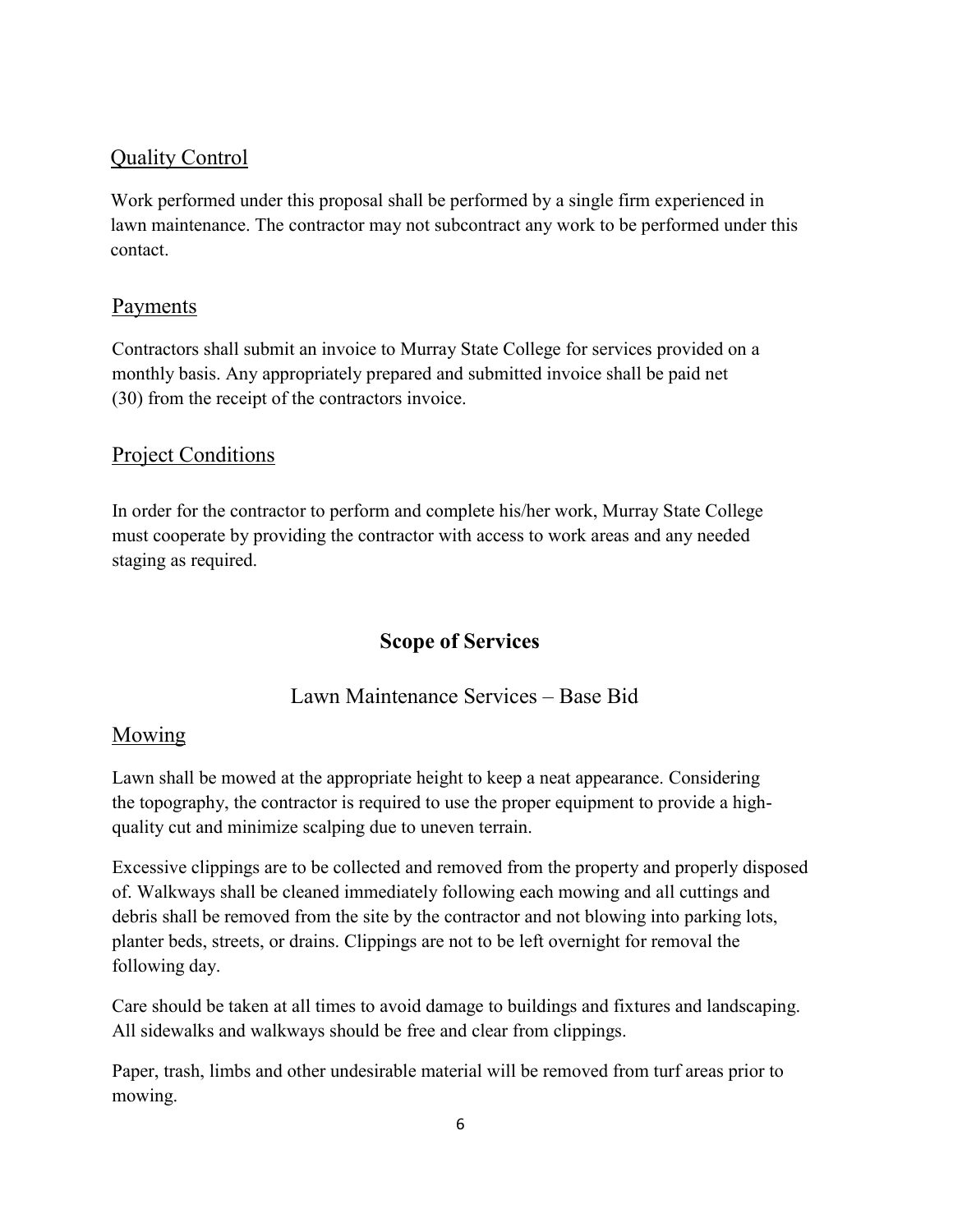## Quality Control

Work performed under this proposal shall be performed by a single firm experienced in lawn maintenance. The contractor may not subcontract any work to be performed under this contact.

## Payments

Contractors shall submit an invoice to Murray State College for services provided on a monthly basis. Any appropriately prepared and submitted invoice shall be paid net (30) from the receipt of the contractors invoice.

## Project Conditions

In order for the contractor to perform and complete his/her work, Murray State College must cooperate by providing the contractor with access to work areas and any needed staging as required.

# Scope of Services

### Lawn Maintenance Services – Base Bid

## Mowing

Lawn shall be mowed at the appropriate height to keep a neat appearance. Considering the topography, the contractor is required to use the proper equipment to provide a high-quality cut and minimize scalping due to uneven terrain.

Excessive clippings are to be collected and removed from the property and properly disposed of. Walkways shall be cleaned immediately following each mowing and all cuttings and debris shall be removed from the site by the contractor and not blowing into parking lots, planter beds, streets, or drains. Clippings are not to be left overnight for removal the following day.

Care should be taken at all times to avoid damage to buildings and fixtures and landscaping. All sidewalks and walkways should be free and clear from clippings.

Paper, trash, limbs and other undesirable material will be removed from turf areas prior to mowing.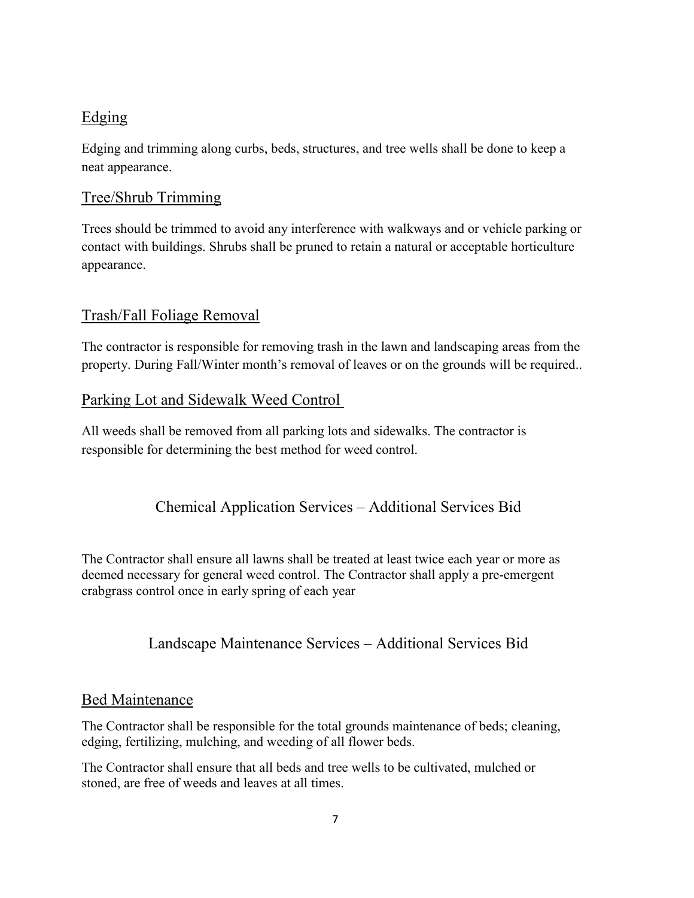## Edging

Edging and trimming along curbs, beds, structures, and tree wells shall be done to keep a neat appearance.

## Tree/Shrub Trimming

Trees should be trimmed to avoid any interference with walkways and or vehicle parking or contact with buildings. Shrubs shall be pruned to retain a natural or acceptable horticulture appearance.

## Trash/Fall Foliage Removal

The contractor is responsible for removing trash in the lawn and landscaping areas from the property. During Fall/Winter month's removal of leaves or on the grounds will be required..

## Parking Lot and Sidewalk Weed Control

All weeds shall be removed from all parking lots and sidewalks. The contractor is responsible for determining the best method for weed control.

# Chemical Application Services – Additional Services Bid

The Contractor shall ensure all lawns shall be treated at least twice each year or more as deemed necessary for general weed control. The Contractor shall apply a pre-emergent crabgrass control once in early spring of each year

# Landscape Maintenance Services – Additional Services Bid

## Bed Maintenance

The Contractor shall be responsible for the total grounds maintenance of beds; cleaning, edging, fertilizing, mulching, and weeding of all flower beds.

The Contractor shall ensure that all beds and tree wells to be cultivated, mulched or stoned, are free of weeds and leaves at all times.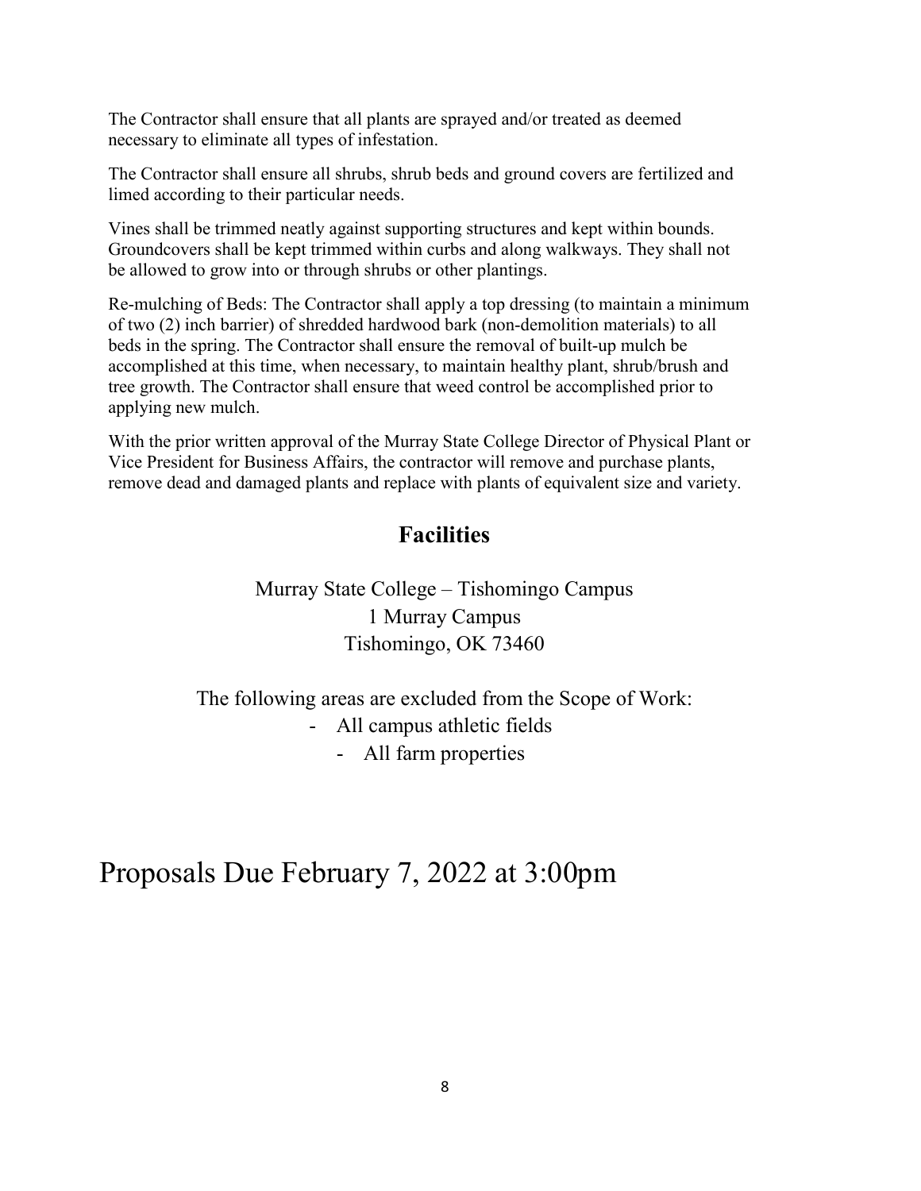The Contractor shall ensure that all plants are sprayed and/or treated as deemed necessary to eliminate all types of infestation.

The Contractor shall ensure all shrubs, shrub beds and ground covers are fertilized and limed according to their particular needs.

Vines shall be trimmed neatly against supporting structures and kept within bounds. Groundcovers shall be kept trimmed within curbs and along walkways. They shall not be allowed to grow into or through shrubs or other plantings.

Re-mulching of Beds: The Contractor shall apply a top dressing (to maintain a minimum of two (2) inch barrier) of shredded hardwood bark (non-demolition materials) to all beds in the spring. The Contractor shall ensure the removal of built-up mulch be accomplished at this time, when necessary, to maintain healthy plant, shrub/brush and tree growth. The Contractor shall ensure that weed control be accomplished prior to applying new mulch.

With the prior written approval of the Murray State College Director of Physical Plant or Vice President for Business Affairs, the contractor will remove and purchase plants, remove dead and damaged plants and replace with plants of equivalent size and variety.

## Facilities

Murray State College – Tishomingo Campus
1 Murray Campus
Tishomingo, OK 73460

The following areas are excluded from the Scope of Work:

- All campus athletic fields
- All farm properties

# Proposals Due February 7, 2022 at 3:00pm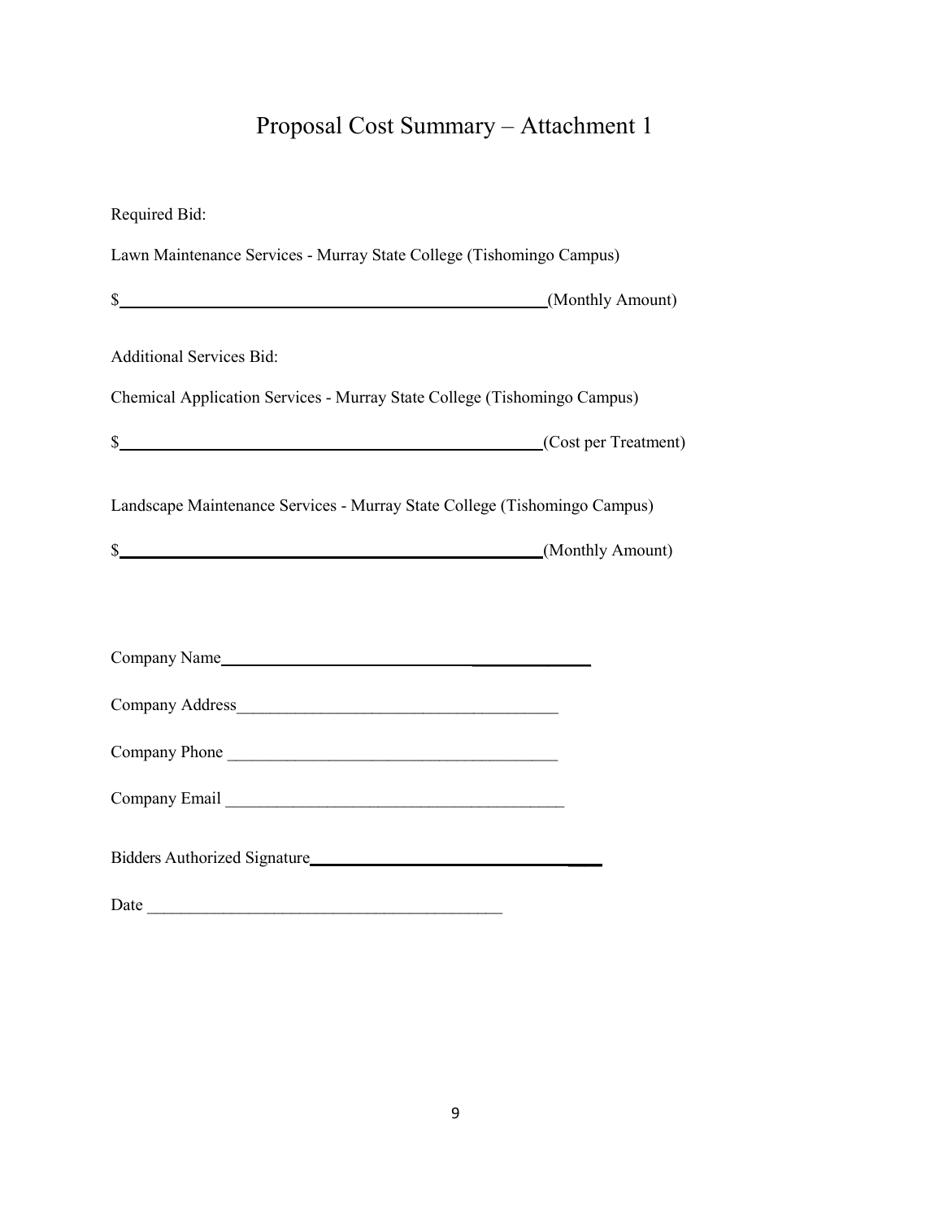# Proposal Cost Summary – Attachment 1

Required Bid:

Lawn Maintenance Services - Murray State College (Tishomingo Campus)

$\_\_\_\_\_\_\_\_\_\_\_\_\_\_\_\_\_\_\_\_\_\_\_\_\_\_\_\_\_\_\_\_\_\_\_\_\_\_\_\_\_\_\_\_(Monthly Amount)

Additional Services Bid:

Chemical Application Services - Murray State College (Tishomingo Campus)

$\_\_\_\_\_\_\_\_\_\_\_\_\_\_\_\_\_\_\_\_\_\_\_\_\_\_\_\_\_\_\_\_\_\_\_\_\_\_\_\_\_\_\_\_(Cost per Treatment)

Landscape Maintenance Services - Murray State College (Tishomingo Campus)

$\_\_\_\_\_\_\_\_\_\_\_\_\_\_\_\_\_\_\_\_\_\_\_\_\_\_\_\_\_\_\_\_\_\_\_\_\_\_\_\_\_\_\_\_(Monthly Amount)

Company Name\_\_\_\_\_\_\_\_\_\_\_\_\_\_\_\_\_\_\_\_\_\_\_\_\_\_\_\_\_\_\_\_\_\_\_\_\_\_

Company Address\_\_\_\_\_\_\_\_\_\_\_\_\_\_\_\_\_\_\_\_\_\_\_\_\_\_\_\_\_\_\_\_\_\_\_\_\_\_

Company Phone \_\_\_\_\_\_\_\_\_\_\_\_\_\_\_\_\_\_\_\_\_\_\_\_\_\_\_\_\_\_\_\_\_\_\_\_\_\_

Company Email \_\_\_\_\_\_\_\_\_\_\_\_\_\_\_\_\_\_\_\_\_\_\_\_\_\_\_\_\_\_\_\_\_\_\_\_\_\_

Bidders Authorized Signature\_\_\_\_\_\_\_\_\_\_\_\_\_\_\_\_\_\_\_\_\_\_\_\_\_\_\_\_\_\_\_\_\_\_

Date \_\_\_\_\_\_\_\_\_\_\_\_\_\_\_\_\_\_\_\_\_\_\_\_\_\_\_\_\_\_\_\_\_\_\_\_\_\_\_\_